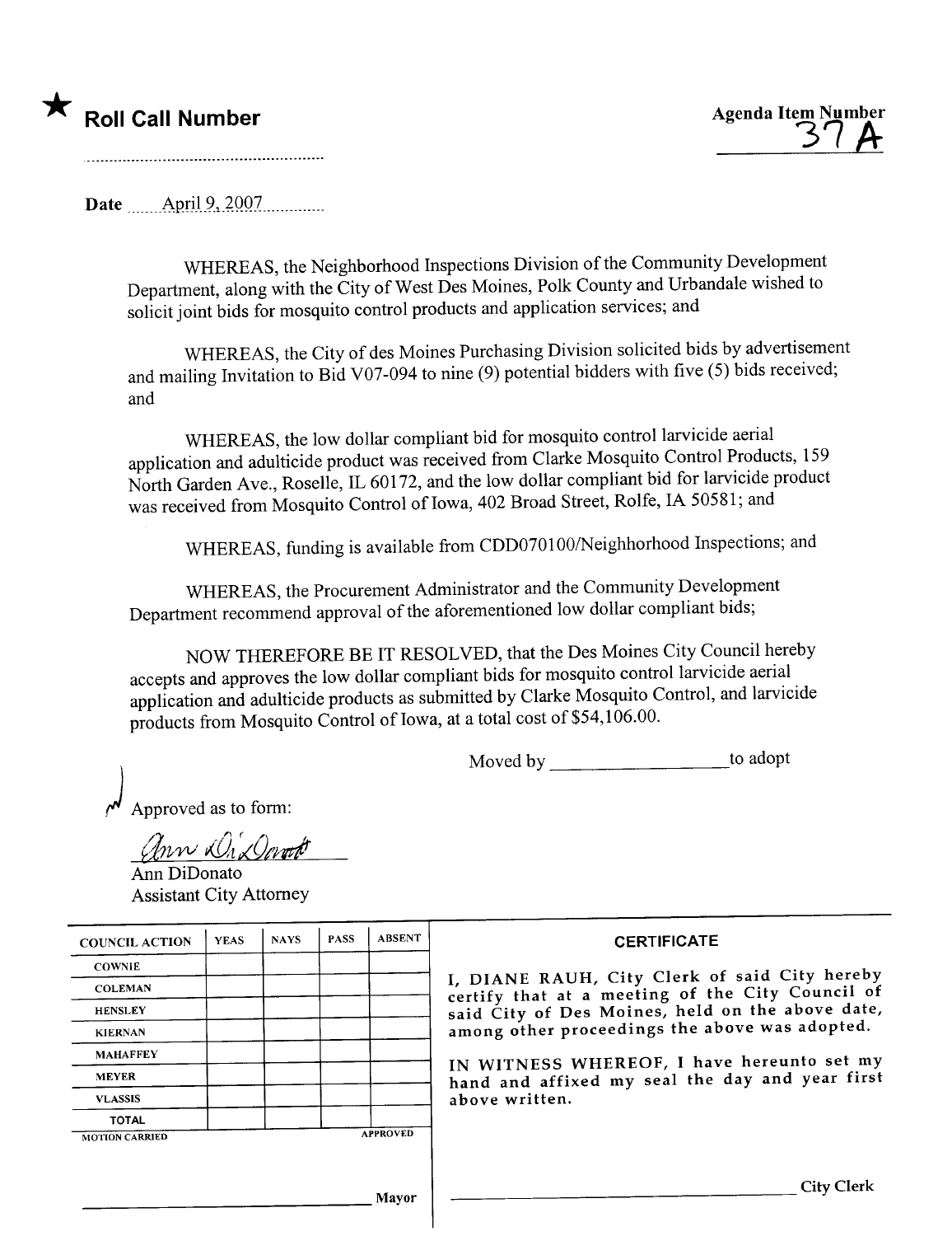★ **Roll Call Number**

........................................................

**Agenda Item Number**
37 A

**Date** ......April 9, 2007..............

WHEREAS, the Neighborhood Inspections Division of the Community Development Department, along with the City of West Des Moines, Polk County and Urbandale wished to solicit joint bids for mosquito control products and application services; and

WHEREAS, the City of des Moines Purchasing Division solicited bids by advertisement and mailing Invitation to Bid V07-094 to nine (9) potential bidders with five (5) bids received; and

WHEREAS, the low dollar compliant bid for mosquito control larvicide aerial application and adulticide product was received from Clarke Mosquito Control Products, 159 North Garden Ave., Roselle, IL 60172, and the low dollar compliant bid for larvicide product was received from Mosquito Control of Iowa, 402 Broad Street, Rolfe, IA 50581; and

WHEREAS, funding is available from CDD070100/Neighhorhood Inspections; and

WHEREAS, the Procurement Administrator and the Community Development Department recommend approval of the aforementioned low dollar compliant bids;

NOW THEREFORE BE IT RESOLVED, that the Des Moines City Council hereby accepts and approves the low dollar compliant bids for mosquito control larvicide aerial application and adulticide products as submitted by Clarke Mosquito Control, and larvicide products from Mosquito Control of Iowa, at a total cost of $54,106.00.

Moved by ____________________ to adopt

Approved as to form:

Ann DiDonato
Ann DiDonato
Assistant City Attorney

| COUNCIL ACTION | YEAS | NAYS | PASS | ABSENT |
|---|---|---|---|---|
| COWNIE | | | | |
| COLEMAN | | | | |
| HENSLEY | | | | |
| KIERNAN | | | | |
| MAHAFFEY | | | | |
| MEYER | | | | |
| VLASSIS | | | | |
| TOTAL | | | | |
| MOTION CARRIED | | | | APPROVED |

______________________________ Mayor

**CERTIFICATE**

I, DIANE RAUH, City Clerk of said City hereby certify that at a meeting of the City Council of said City of Des Moines, held on the above date, among other proceedings the above was adopted.

IN WITNESS WHEREOF, I have hereunto set my hand and affixed my seal the day and year first above written.

______________________________ City Clerk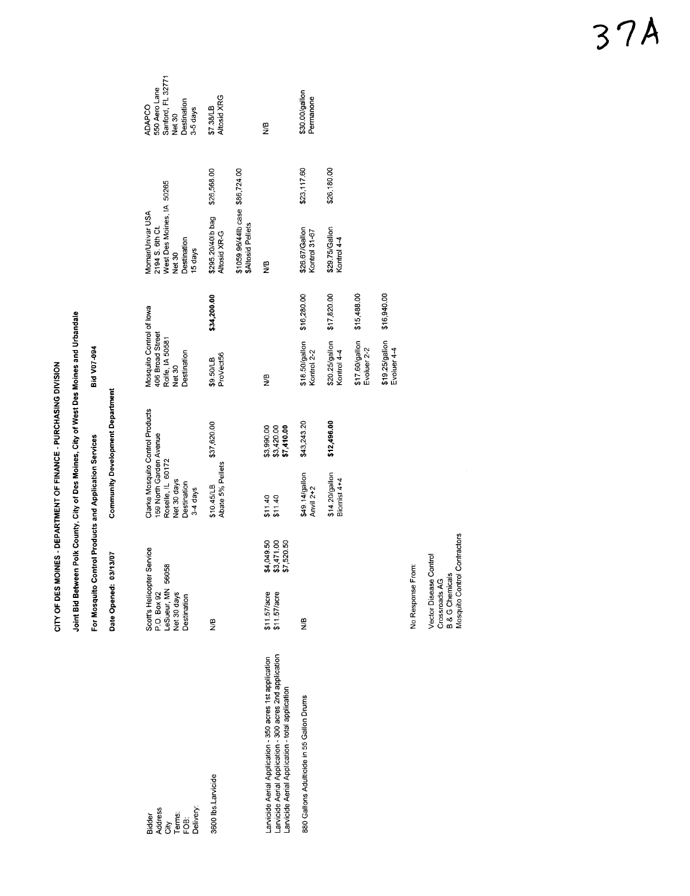37A

# CITY OF DES MOINES - DEPARTMENT OF FINANCE - PURCHASING DIVISION

**Joint Bid Between Polk County, City of Des Moines, City of West Des Moines and Urbandale**

**For Mosquito Control Products and Application Services** **Bid V07-094**

**Date Opened: 03/13/07** **Community Development Department**

| | | | | | | | | | |
|---|---|---|---|---|---|---|---|---|---|
| Bidder<br>Address<br>City<br>Terms:<br>FOB:<br>Delivery: | Scott's Helicopter Service<br>P.O. Box 92<br>LeSueur, MN 56058<br>Net 30 days<br>Destination | | Clarke Mosquito Control Products<br>159 North Garden Avenue<br>Roselle, IL 60172<br>Net 30 days<br>Destination<br>3-4 days | | Mosquito Control of Iowa<br>406 Broad Street<br>Rolfe, IA 50581<br>Net 30<br>Destination | | Momar/Univar USA<br>2194 S. 6th Ct.<br>West Des Moines, IA 50265<br>Net 30<br>Destination<br>15 days | | ADAPCO<br>550 Aero Lane<br>Sanford, FL 32771<br>Net 30<br>Destination<br>3-5 days |
| 3600 lbs.Larvicide | N/B | | $10.45/LB<br>Abate 5% Pellets | $37,620.00 | $9.50/LB<br>ProVect56 | **$34,200.00** | $295.20/40lb bag<br>Altosid XR-G | $26,568.00 | $7.38/LB<br>Altosid XRG |
| | | | | | | | $1059.96/44lb case<br>$Altosid Pellets | $86,724.00 | |
| Larvicide Aerial Application - 350 acres 1st application | $11.57/acre | $4,049.50 | $11.40 | $3,990.00 | N/B | | N/B | | N/B |
| Larvicide Aerial Application - 300 acres 2nd application | $11.57/acre | $3,471.00 | $11.40 | $3,420.00 | | | | | |
| Larvicide Aerial Application - total application | | $7,520.50 | | **$7,410.00** | | | | | |
| 880 Gallons Adulticide in 55 Gallon Drums | N/B | | $49.14/gallon<br>Anvil 2+2 | $43,243.20 | $18.50/gallon<br>Kontrol 2-2 | $16,280.00 | $26.27/Gallon<br>Kontrol 31-67 | $23,117.60 | $30.00/gallon<br>Permanone |
| | | | $14.20/gallon<br>Biomist 4+4 | **$12,496.00** | $20.25/gallon<br>Kontrol 4-4 | $17,820.00 | $29.75/Gallon<br>Kontrol 4-4 | $26,180.00 | |
| | | | | | $17.60/gallon<br>Evoluer 2-2 | $15,488.00 | | | |
| | | | | | $19.25/gallon<br>Evoluer 4-4 | $16,940.00 | | | |

No Response From:

Vector Disease Control
Crossroads AG
B & G Chemicals
Mosquito Control Contractors